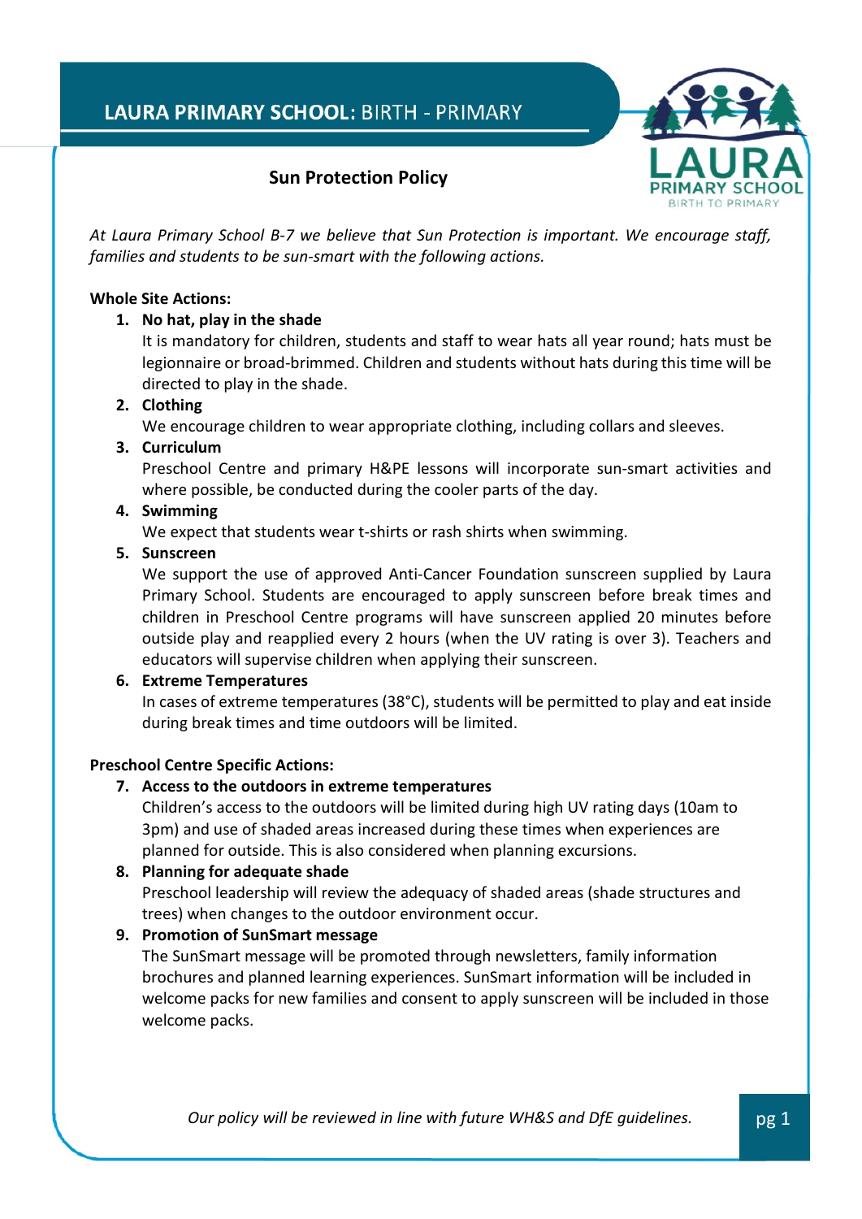# LAURA PRIMARY SCHOOL: BIRTH - PRIMARY

## Sun Protection Policy

*At Laura Primary School B-7 we believe that Sun Protection is important. We encourage staff, families and students to be sun-smart with the following actions.*

**Whole Site Actions:**

1. **No hat, play in the shade**
   It is mandatory for children, students and staff to wear hats all year round; hats must be legionnaire or broad-brimmed. Children and students without hats during this time will be directed to play in the shade.
2. **Clothing**
   We encourage children to wear appropriate clothing, including collars and sleeves.
3. **Curriculum**
   Preschool Centre and primary H&PE lessons will incorporate sun-smart activities and where possible, be conducted during the cooler parts of the day.
4. **Swimming**
   We expect that students wear t-shirts or rash shirts when swimming.
5. **Sunscreen**
   We support the use of approved Anti-Cancer Foundation sunscreen supplied by Laura Primary School. Students are encouraged to apply sunscreen before break times and children in Preschool Centre programs will have sunscreen applied 20 minutes before outside play and reapplied every 2 hours (when the UV rating is over 3). Teachers and educators will supervise children when applying their sunscreen.
6. **Extreme Temperatures**
   In cases of extreme temperatures (38°C), students will be permitted to play and eat inside during break times and time outdoors will be limited.

**Preschool Centre Specific Actions:**

7. **Access to the outdoors in extreme temperatures**
   Children's access to the outdoors will be limited during high UV rating days (10am to 3pm) and use of shaded areas increased during these times when experiences are planned for outside. This is also considered when planning excursions.
8. **Planning for adequate shade**
   Preschool leadership will review the adequacy of shaded areas (shade structures and trees) when changes to the outdoor environment occur.
9. **Promotion of SunSmart message**
   The SunSmart message will be promoted through newsletters, family information brochures and planned learning experiences. SunSmart information will be included in welcome packs for new families and consent to apply sunscreen will be included in those welcome packs.

*Our policy will be reviewed in line with future WH&S and DfE guidelines.*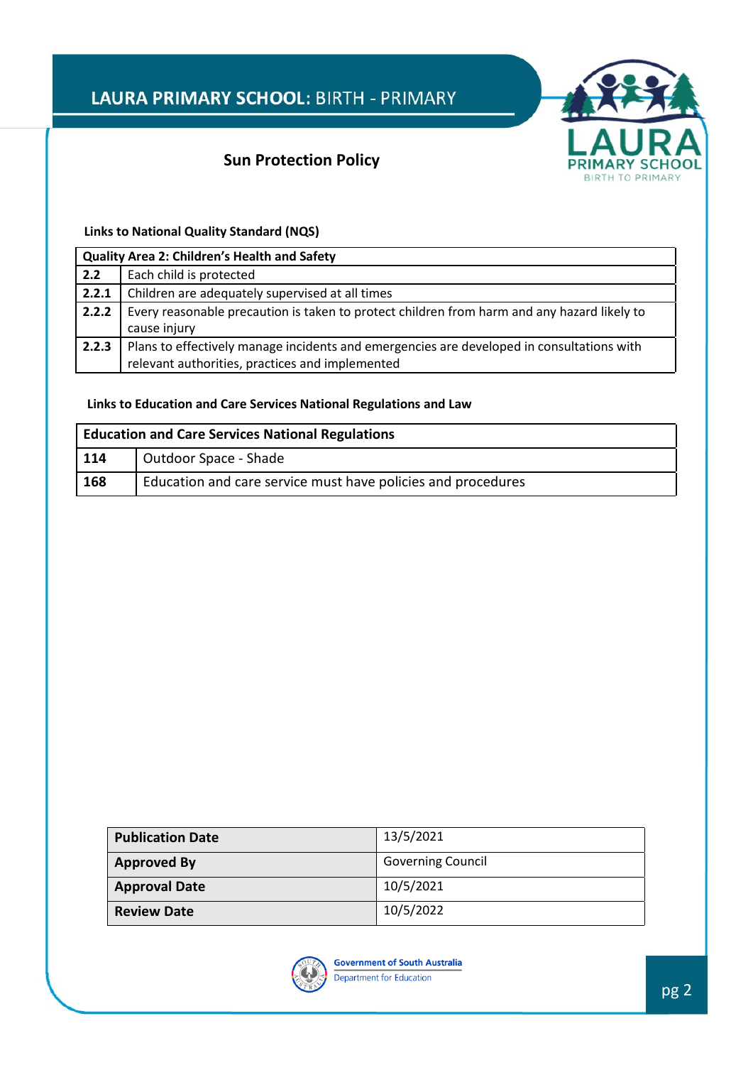# LAURA PRIMARY SCHOOL: BIRTH - PRIMARY

## Sun Protection Policy

**Links to National Quality Standard (NQS)**

| Quality Area 2: Children's Health and Safety | |
|---|---|
| **2.2** | Each child is protected |
| **2.2.1** | Children are adequately supervised at all times |
| **2.2.2** | Every reasonable precaution is taken to protect children from harm and any hazard likely to cause injury |
| **2.2.3** | Plans to effectively manage incidents and emergencies are developed in consultations with relevant authorities, practices and implemented |

**Links to Education and Care Services National Regulations and Law**

| Education and Care Services National Regulations | |
|---|---|
| **114** | Outdoor Space - Shade |
| **168** | Education and care service must have policies and procedures |

| | |
|---|---|
| **Publication Date** | 13/5/2021 |
| **Approved By** | Governing Council |
| **Approval Date** | 10/5/2021 |
| **Review Date** | 10/5/2022 |

Government of South Australia
Department for Education